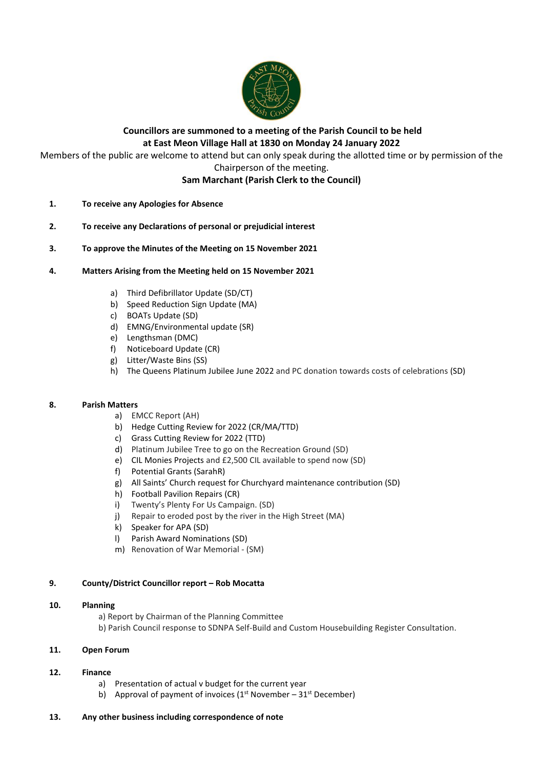**Councillors are summoned to a meeting of the Parish Council to be held at East Meon Village Hall at 1830 on Monday 24 January 2022**

Members of the public are welcome to attend but can only speak during the allotted time or by permission of the Chairperson of the meeting.

**Sam Marchant (Parish Clerk to the Council)**

**1. To receive any Apologies for Absence**

**2. To receive any Declarations of personal or prejudicial interest**

**3. To approve the Minutes of the Meeting on 15 November 2021**

**4. Matters Arising from the Meeting held on 15 November 2021**

a) Third Defibrillator Update (SD/CT)
b) Speed Reduction Sign Update (MA)
c) BOATs Update (SD)
d) EMNG/Environmental update (SR)
e) Lengthsman (DMC)
f) Noticeboard Update (CR)
g) Litter/Waste Bins (SS)
h) The Queens Platinum Jubilee June 2022 and PC donation towards costs of celebrations (SD)

**8. Parish Matters**

a) EMCC Report (AH)
b) Hedge Cutting Review for 2022 (CR/MA/TTD)
c) Grass Cutting Review for 2022 (TTD)
d) Platinum Jubilee Tree to go on the Recreation Ground (SD)
e) CIL Monies Projects and £2,500 CIL available to spend now (SD)
f) Potential Grants (SarahR)
g) All Saints' Church request for Churchyard maintenance contribution (SD)
h) Football Pavilion Repairs (CR)
i) Twenty's Plenty For Us Campaign. (SD)
j) Repair to eroded post by the river in the High Street (MA)
k) Speaker for APA (SD)
l) Parish Award Nominations (SD)
m) Renovation of War Memorial - (SM)

**9. County/District Councillor report – Rob Mocatta**

**10. Planning**

a) Report by Chairman of the Planning Committee
b) Parish Council response to SDNPA Self-Build and Custom Housebuilding Register Consultation.

**11. Open Forum**

**12. Finance**

a) Presentation of actual v budget for the current year
b) Approval of payment of invoices (1st November – 31st December)

**13. Any other business including correspondence of note**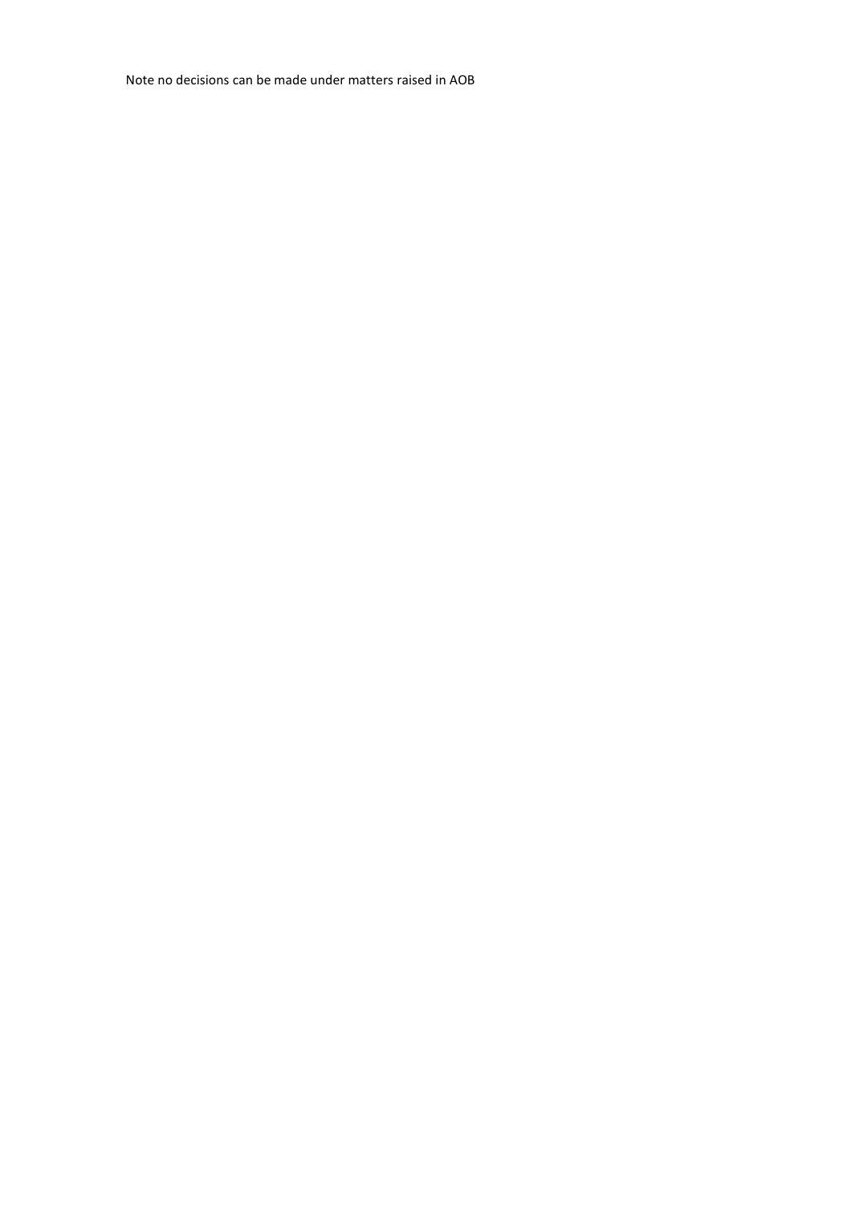Note no decisions can be made under matters raised in AOB